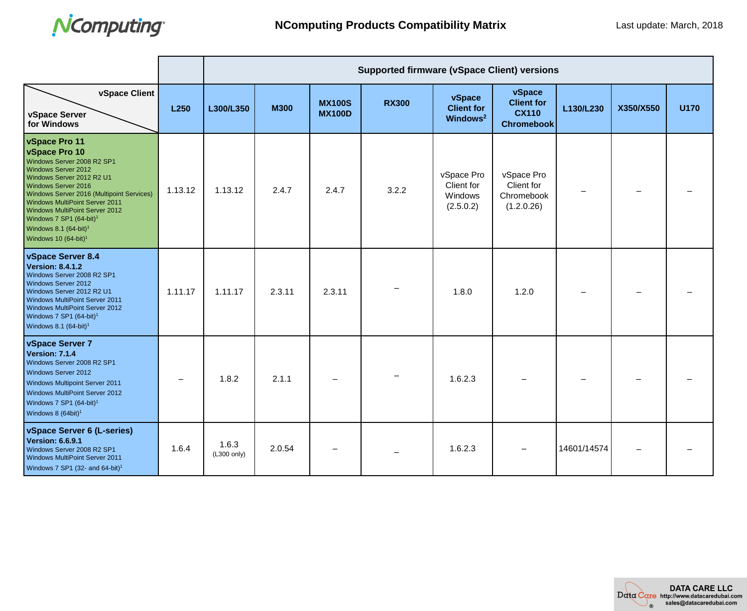# NComputing Products Compatibility Matrix

Last update: March, 2018

| vSpace Client / vSpace Server for Windows | Supported firmware (vSpace Client) versions | | | | | | | | | |
|---|---|---|---|---|---|---|---|---|---|---|
| | **L250** | **L300/L350** | **M300** | **MX100S MX100D** | **RX300** | **vSpace Client for Windows[2]** | **vSpace Client for CX110 Chromebook** | **L130/L230** | **X350/X550** | **U170** |
| **vSpace Pro 11** **vSpace Pro 10** Windows Server 2008 R2 SP1, Windows Server 2012, Windows Server 2012 R2 U1, Windows Server 2016, Windows Server 2016 (Multipoint Services), Windows MultiPoint Server 2011, Windows MultiPoint Server 2012, Windows 7 SP1 (64-bit)[1], Windows 8.1 (64-bit)[1], Windows 10 (64-bit)[1] | 1.13.12 | 1.13.12 | 2.4.7 | 2.4.7 | 3.2.2 | vSpace Pro Client for Windows (2.5.0.2) | vSpace Pro Client for Chromebook (1.2.0.26) | – | – | – |
| **vSpace Server 8.4** **Version: 8.4.1.2** Windows Server 2008 R2 SP1, Windows Server 2012, Windows Server 2012 R2 U1, Windows MultiPoint Server 2011, Windows MultiPoint Server 2012, Windows 7 SP1 (64-bit)[1], Windows 8.1 (64-bit)[1] | 1.11.17 | 1.11.17 | 2.3.11 | 2.3.11 | – | 1.8.0 | 1.2.0 | – | – | – |
| **vSpace Server 7** **Version: 7.1.4** Windows Server 2008 R2 SP1, Windows Server 2012, Windows Multipoint Server 2011, Windows MultiPoint Server 2012, Windows 7 SP1 (64-bit)[1], Windows 8 (64bit)[1] | – | 1.8.2 | 2.1.1 | – | – | 1.6.2.3 | – | – | – | – |
| **vSpace Server 6 (L-series)** **Version: 6.6.9.1** Windows Server 2008 R2 SP1, Windows MultiPoint Server 2011, Windows 7 SP1 (32- and 64-bit)[1] | 1.6.4 | 1.6.3 (L300 only) | 2.0.54 | – | – | 1.6.2.3 | – | 14601/14574 | – | – |

DATA CARE LLC
http://www.datacaredubai.com
sales@datacaredubai.com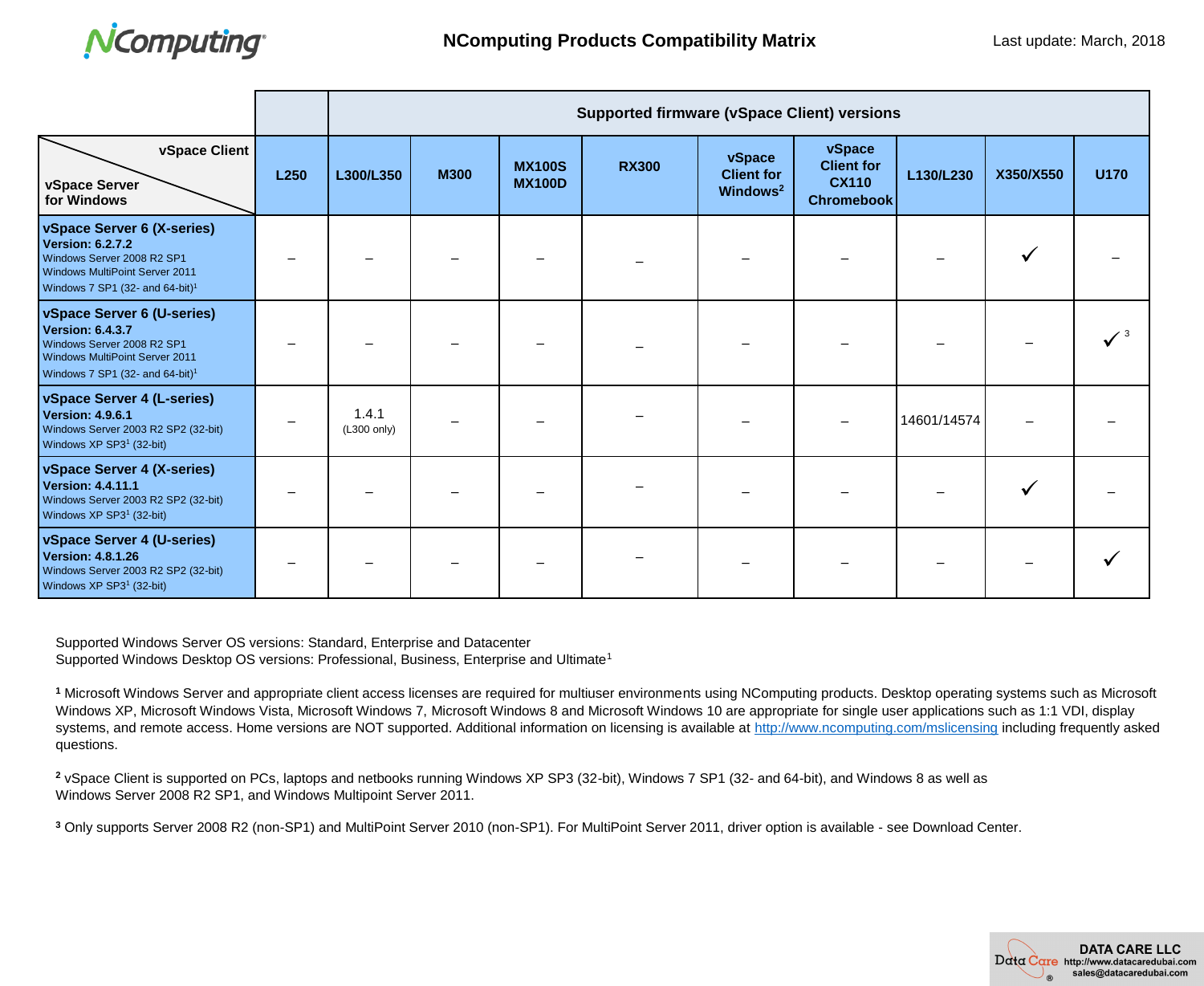# NComputing Products Compatibility Matrix

Last update: March, 2018

| vSpace Client / vSpace Server for Windows | L250 | L300/L350 | M300 | MX100S MX100D | RX300 | vSpace Client for Windows[2] | vSpace Client for CX110 Chromebook | L130/L230 | X350/X550 | U170 |
|---|---|---|---|---|---|---|---|---|---|---|
| | Supported firmware (vSpace Client) versions | | | | | | | | | |
| **vSpace Server 6 (X-series)** **Version: 6.2.7.2** Windows Server 2008 R2 SP1 Windows MultiPoint Server 2011 Windows 7 SP1 (32- and 64-bit)[1] | – | – | – | – | – | – | – | – | ✓ | – |
| **vSpace Server 6 (U-series)** **Version: 6.4.3.7** Windows Server 2008 R2 SP1 Windows MultiPoint Server 2011 Windows 7 SP1 (32- and 64-bit)[1] | – | – | – | – | – | – | – | – | – | ✓[3] |
| **vSpace Server 4 (L-series)** **Version: 4.9.6.1** Windows Server 2003 R2 SP2 (32-bit) Windows XP SP3[1] (32-bit) | – | 1.4.1 (L300 only) | – | – | – | – | – | 14601/14574 | – | – |
| **vSpace Server 4 (X-series)** **Version: 4.4.11.1** Windows Server 2003 R2 SP2 (32-bit) Windows XP SP3[1] (32-bit) | – | – | – | – | – | – | – | – | ✓ | – |
| **vSpace Server 4 (U-series)** **Version: 4.8.1.26** Windows Server 2003 R2 SP2 (32-bit) Windows XP SP3[1] (32-bit) | – | – | – | – | – | – | – | – | – | ✓ |

Supported Windows Server OS versions: Standard, Enterprise and Datacenter
Supported Windows Desktop OS versions: Professional, Business, Enterprise and Ultimate[1]

[1] Microsoft Windows Server and appropriate client access licenses are required for multiuser environments using NComputing products. Desktop operating systems such as Microsoft Windows XP, Microsoft Windows Vista, Microsoft Windows 7, Microsoft Windows 8 and Microsoft Windows 10 are appropriate for single user applications such as 1:1 VDI, display systems, and remote access. Home versions are NOT supported. Additional information on licensing is available at http://www.ncomputing.com/mslicensing including frequently asked questions.

[2] vSpace Client is supported on PCs, laptops and netbooks running Windows XP SP3 (32-bit), Windows 7 SP1 (32- and 64-bit), and Windows 8 as well as Windows Server 2008 R2 SP1, and Windows Multipoint Server 2011.

[3] Only supports Server 2008 R2 (non-SP1) and MultiPoint Server 2010 (non-SP1). For MultiPoint Server 2011, driver option is available - see Download Center.

DATA CARE LLC
http://www.datacaredubai.com
sales@datacaredubai.com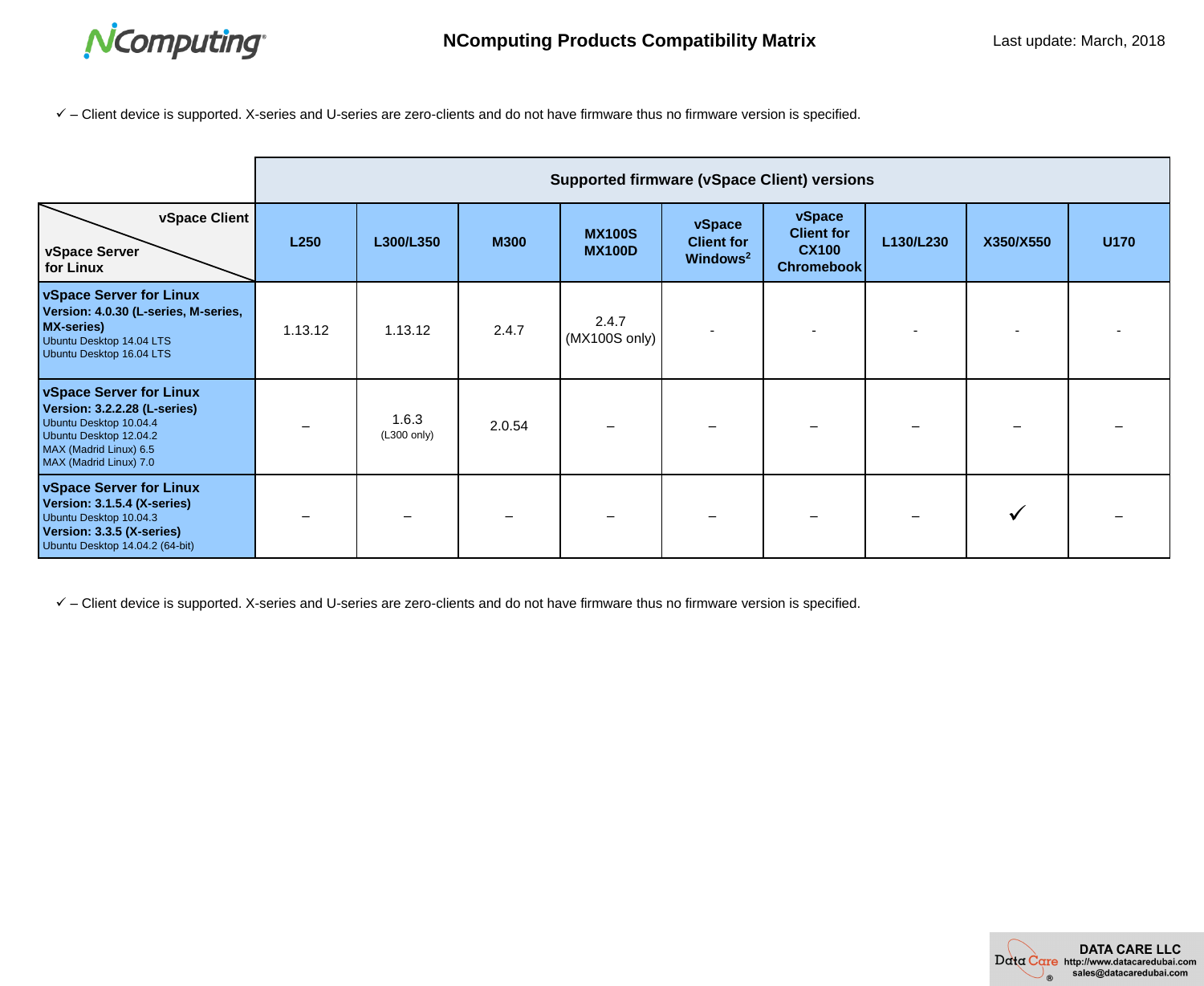# NCompUting

## NComputing Products Compatibility Matrix

Last update: March, 2018

✓ – Client device is supported. X-series and U-series are zero-clients and do not have firmware thus no firmware version is specified.

| vSpace Client / vSpace Server for Linux | Supported firmware (vSpace Client) versions | | | | | | | | |
|---|---|---|---|---|---|---|---|---|---|
| | **L250** | **L300/L350** | **M300** | **MX100S MX100D** | **vSpace Client for Windows[2]** | **vSpace Client for CX100 Chromebook** | **L130/L230** | **X350/X550** | **U170** |
| **vSpace Server for Linux** **Version: 4.0.30 (L-series, M-series, MX-series)** Ubuntu Desktop 14.04 LTS Ubuntu Desktop 16.04 LTS | 1.13.12 | 1.13.12 | 2.4.7 | 2.4.7 (MX100S only) | - | - | - | - | - |
| **vSpace Server for Linux** **Version: 3.2.2.28 (L-series)** Ubuntu Desktop 10.04.4 Ubuntu Desktop 12.04.2 MAX (Madrid Linux) 6.5 MAX (Madrid Linux) 7.0 | – | 1.6.3 (L300 only) | 2.0.54 | – | – | – | – | – | – |
| **vSpace Server for Linux** **Version: 3.1.5.4 (X-series)** Ubuntu Desktop 10.04.3 **Version: 3.3.5 (X-series)** Ubuntu Desktop 14.04.2 (64-bit) | – | – | – | – | – | – | – | ✓ | – |

✓ – Client device is supported. X-series and U-series are zero-clients and do not have firmware thus no firmware version is specified.

DATA CARE LLC
http://www.datacaredubai.com
sales@datacaredubai.com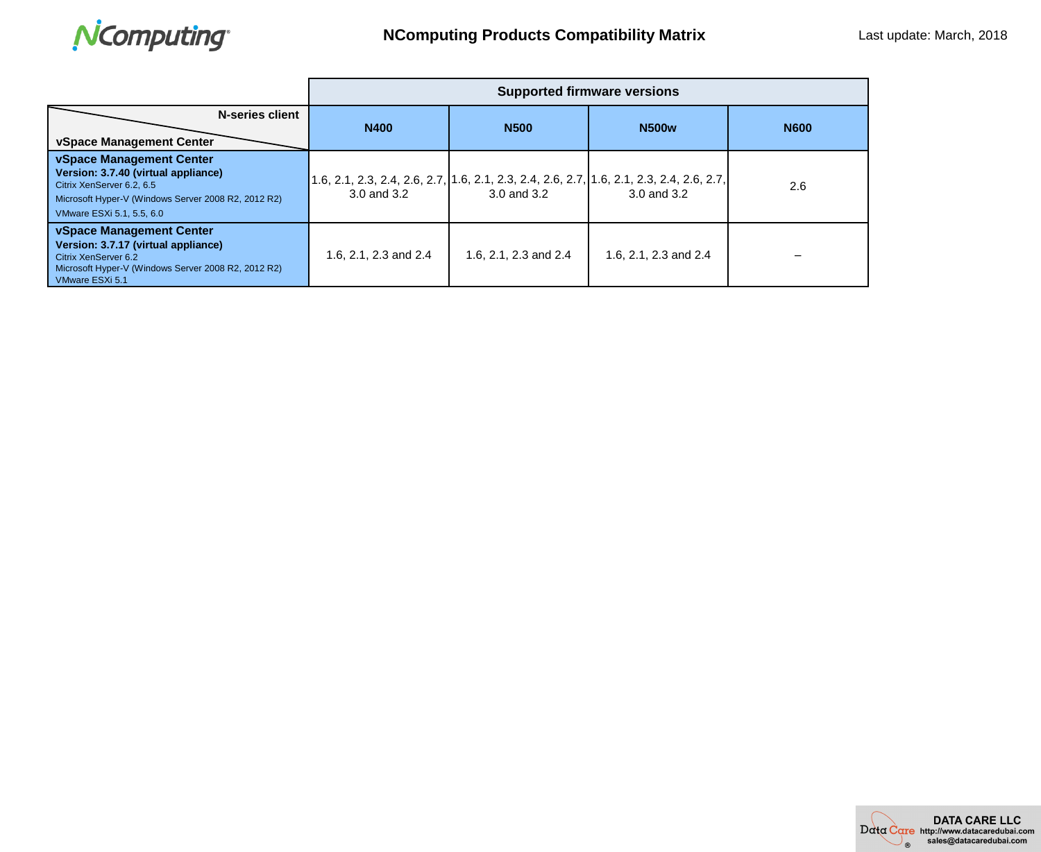# NComputing Products Compatibility Matrix

Last update: March, 2018

| N-series client / vSpace Management Center | Supported firmware versions | | | |
|---|---|---|---|---|
| | **N400** | **N500** | **N500w** | **N600** |
| **vSpace Management Center Version: 3.7.40 (virtual appliance)** Citrix XenServer 6.2, 6.5 Microsoft Hyper-V (Windows Server 2008 R2, 2012 R2) VMware ESXi 5.1, 5.5, 6.0 | 1.6, 2.1, 2.3, 2.4, 2.6, 2.7, 3.0 and 3.2 | 1.6, 2.1, 2.3, 2.4, 2.6, 2.7, 3.0 and 3.2 | 1.6, 2.1, 2.3, 2.4, 2.6, 2.7, 3.0 and 3.2 | 2.6 |
| **vSpace Management Center Version: 3.7.17 (virtual appliance)** Citrix XenServer 6.2 Microsoft Hyper-V (Windows Server 2008 R2, 2012 R2) VMware ESXi 5.1 | 1.6, 2.1, 2.3 and 2.4 | 1.6, 2.1, 2.3 and 2.4 | 1.6, 2.1, 2.3 and 2.4 | – |

DATA CARE LLC
http://www.datacaredubai.com
sales@datacaredubai.com